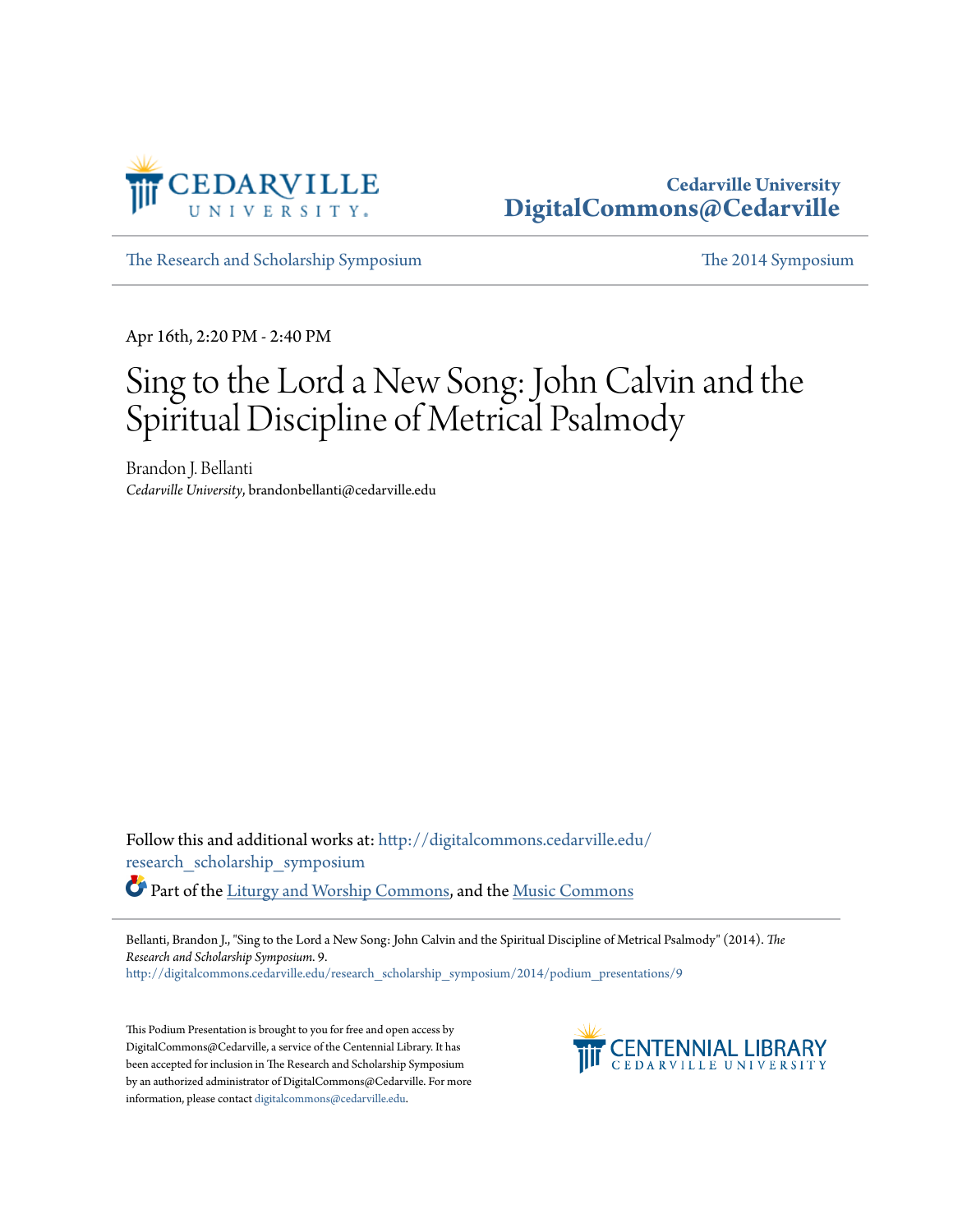Cedarville University
DigitalCommons@Cedarville

The Research and Scholarship Symposium | The 2014 Symposium

Apr 16th, 2:20 PM - 2:40 PM

# Sing to the Lord a New Song: John Calvin and the Spiritual Discipline of Metrical Psalmody

Brandon J. Bellanti
*Cedarville University*, brandonbellanti@cedarville.edu

Follow this and additional works at: http://digitalcommons.cedarville.edu/research_scholarship_symposium

Part of the Liturgy and Worship Commons, and the Music Commons

Bellanti, Brandon J., "Sing to the Lord a New Song: John Calvin and the Spiritual Discipline of Metrical Psalmody" (2014). *The Research and Scholarship Symposium*. 9.
http://digitalcommons.cedarville.edu/research_scholarship_symposium/2014/podium_presentations/9

This Podium Presentation is brought to you for free and open access by DigitalCommons@Cedarville, a service of the Centennial Library. It has been accepted for inclusion in The Research and Scholarship Symposium by an authorized administrator of DigitalCommons@Cedarville. For more information, please contact digitalcommons@cedarville.edu.

CENTENNIAL LIBRARY
CEDARVILLE UNIVERSITY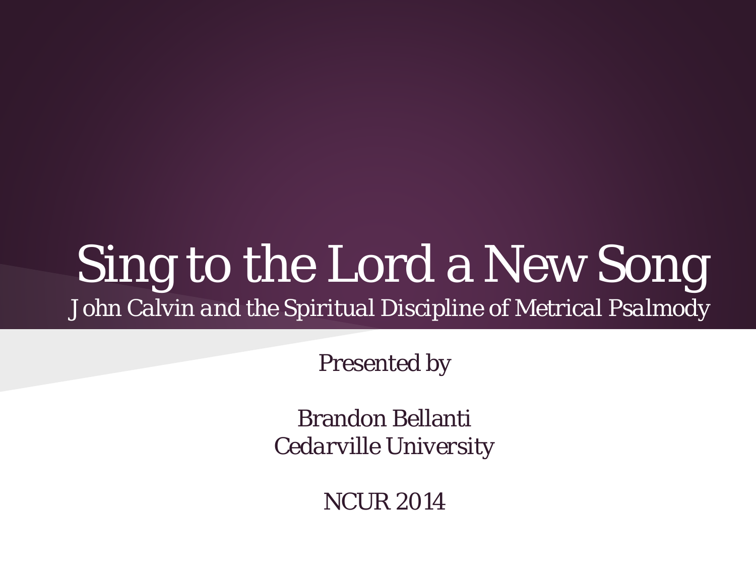# Sing to the Lord a New Song

*John Calvin and the Spiritual Discipline of Metrical Psalmody*

Presented by

Brandon Bellanti
Cedarville University

NCUR 2014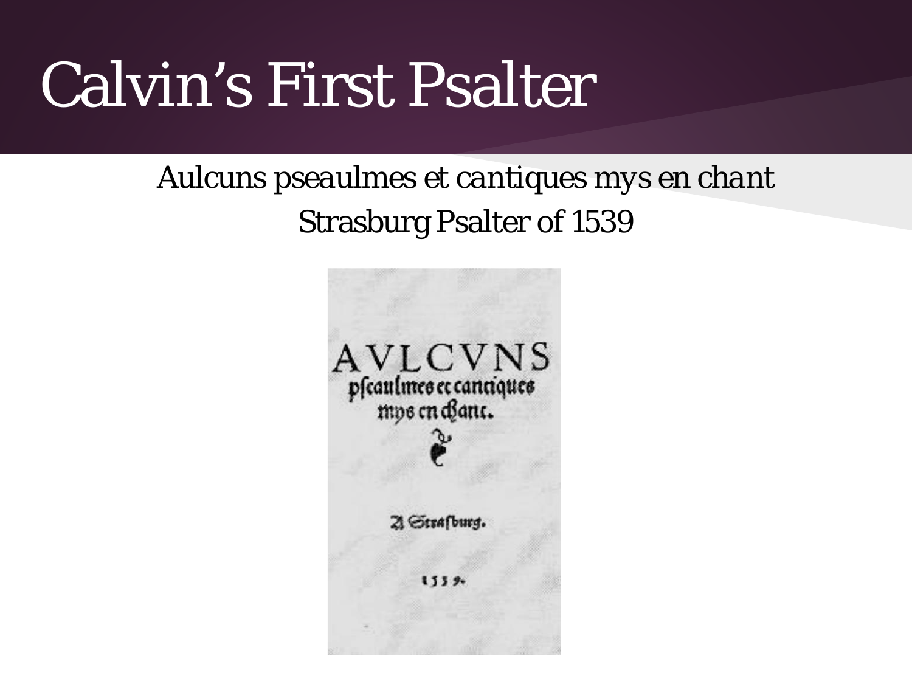# Calvin's First Psalter

Aulcuns pseaulmes et cantiques mys en chant

Strasburg Psalter of 1539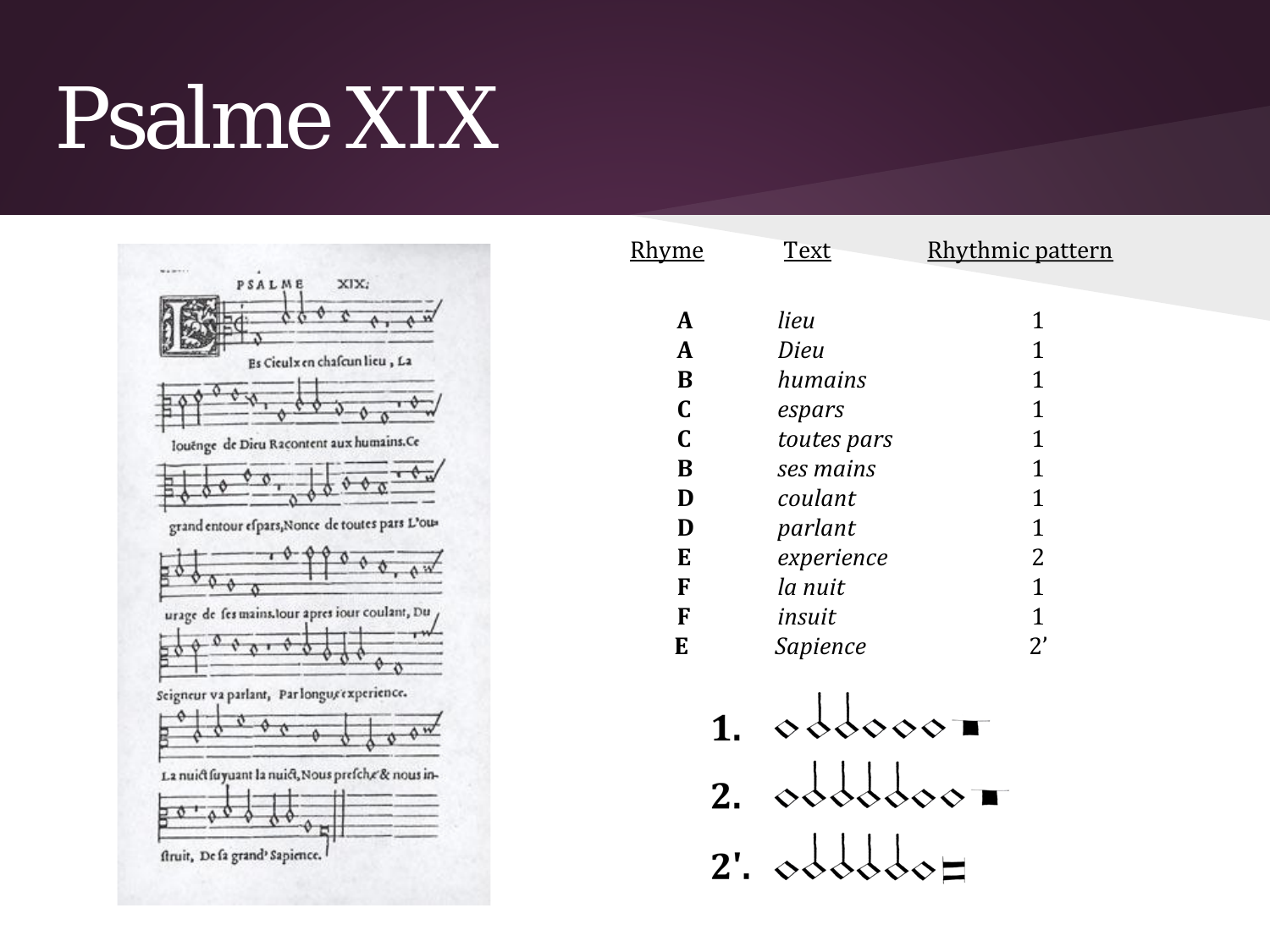# Psalme XIX

| Rhyme | Text | Rhythmic pattern |
|---|---|---|
| **A** | *lieu* | 1 |
| **A** | *Dieu* | 1 |
| **B** | *humains* | 1 |
| **C** | *espars* | 1 |
| **C** | *toutes pars* | 1 |
| **B** | *ses mains* | 1 |
| **D** | *coulant* | 1 |
| **D** | *parlant* | 1 |
| **E** | *experience* | 2 |
| **F** | *la nuit* | 1 |
| **F** | *insuit* | 1 |
| **E** | *Sapience* | 2’ |

**1.**

**2.**

**2'.**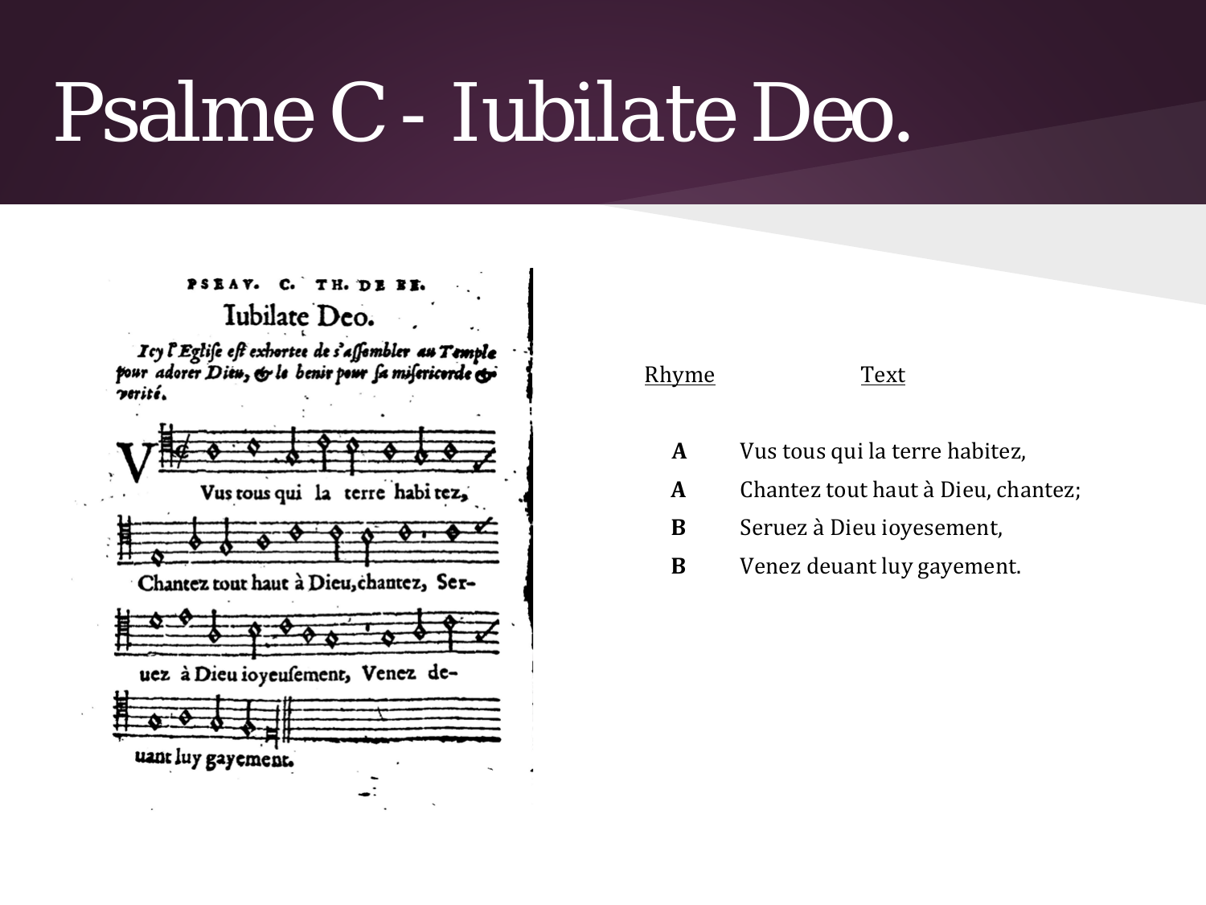# Psalme C - Iubilate Deo.

PSEAV. C. TH. DE BE.

Iubilate Deo.

*Icy l'Eglise est exhortee de s'assembler au Temple pour adorer Dieu, & le benir pour sa misericorde & verité.*

Vus tous qui la terre habitez, Chantez tout haut à Dieu, chantez, Seruez à Dieu ioyeusement, Venez deuant luy gayement.

| Rhyme | Text |
|---|---|
| **A** | Vus tous qui la terre habitez, |
| **A** | Chantez tout haut à Dieu, chantez; |
| **B** | Seruez à Dieu ioyesement, |
| **B** | Venez deuant luy gayement. |